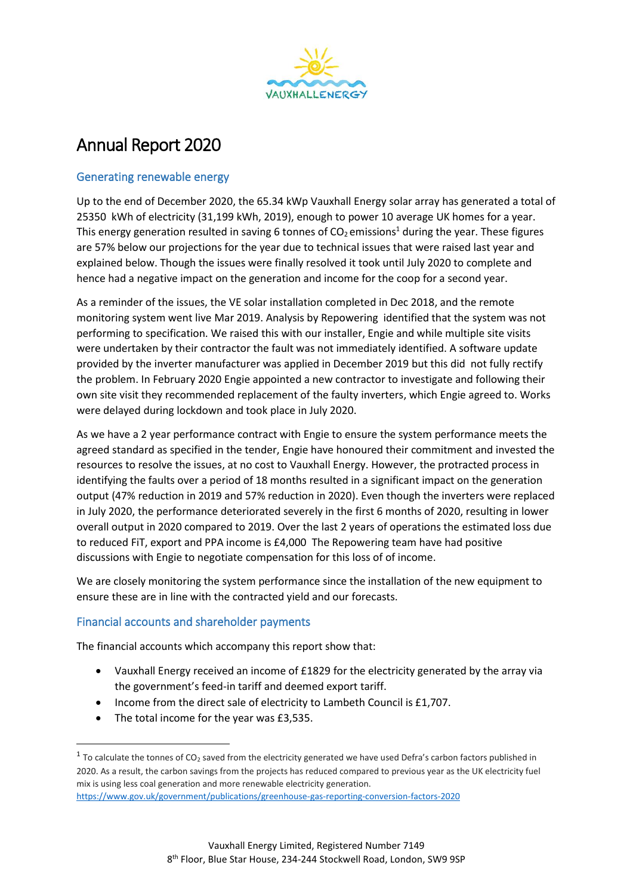# Annual Report 2020

## Generating renewable energy

Up to the end of December 2020, the 65.34 kWp Vauxhall Energy solar array has generated a total of 25350 kWh of electricity (31,199 kWh, 2019), enough to power 10 average UK homes for a year. This energy generation resulted in saving 6 tonnes of $CO_2$ emissions[1] during the year. These figures are 57% below our projections for the year due to technical issues that were raised last year and explained below. Though the issues were finally resolved it took until July 2020 to complete and hence had a negative impact on the generation and income for the coop for a second year.

As a reminder of the issues, the VE solar installation completed in Dec 2018, and the remote monitoring system went live Mar 2019. Analysis by Repowering identified that the system was not performing to specification. We raised this with our installer, Engie and while multiple site visits were undertaken by their contractor the fault was not immediately identified. A software update provided by the inverter manufacturer was applied in December 2019 but this did not fully rectify the problem. In February 2020 Engie appointed a new contractor to investigate and following their own site visit they recommended replacement of the faulty inverters, which Engie agreed to. Works were delayed during lockdown and took place in July 2020.

As we have a 2 year performance contract with Engie to ensure the system performance meets the agreed standard as specified in the tender, Engie have honoured their commitment and invested the resources to resolve the issues, at no cost to Vauxhall Energy. However, the protracted process in identifying the faults over a period of 18 months resulted in a significant impact on the generation output (47% reduction in 2019 and 57% reduction in 2020). Even though the inverters were replaced in July 2020, the performance deteriorated severely in the first 6 months of 2020, resulting in lower overall output in 2020 compared to 2019. Over the last 2 years of operations the estimated loss due to reduced FiT, export and PPA income is £4,000 The Repowering team have had positive discussions with Engie to negotiate compensation for this loss of of income.

We are closely monitoring the system performance since the installation of the new equipment to ensure these are in line with the contracted yield and our forecasts.

## Financial accounts and shareholder payments

The financial accounts which accompany this report show that:

- Vauxhall Energy received an income of £1829 for the electricity generated by the array via the government's feed-in tariff and deemed export tariff.
- Income from the direct sale of electricity to Lambeth Council is £1,707.
- The total income for the year was £3,535.

[1] To calculate the tonnes of $CO_2$ saved from the electricity generated we have used Defra's carbon factors published in 2020. As a result, the carbon savings from the projects has reduced compared to previous year as the UK electricity fuel mix is using less coal generation and more renewable electricity generation. https://www.gov.uk/government/publications/greenhouse-gas-reporting-conversion-factors-2020

Vauxhall Energy Limited, Registered Number 7149
8th Floor, Blue Star House, 234-244 Stockwell Road, London, SW9 9SP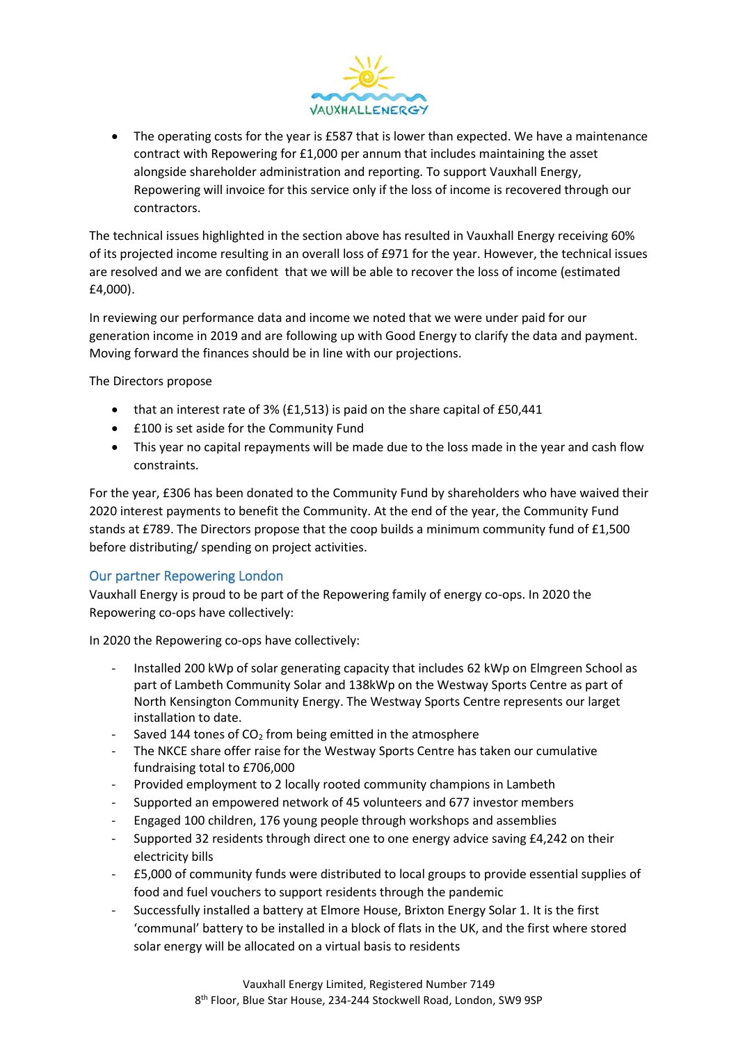- The operating costs for the year is £587 that is lower than expected. We have a maintenance contract with Repowering for £1,000 per annum that includes maintaining the asset alongside shareholder administration and reporting. To support Vauxhall Energy, Repowering will invoice for this service only if the loss of income is recovered through our contractors.

The technical issues highlighted in the section above has resulted in Vauxhall Energy receiving 60% of its projected income resulting in an overall loss of £971 for the year. However, the technical issues are resolved and we are confident that we will be able to recover the loss of income (estimated £4,000).

In reviewing our performance data and income we noted that we were under paid for our generation income in 2019 and are following up with Good Energy to clarify the data and payment. Moving forward the finances should be in line with our projections.

The Directors propose

- that an interest rate of 3% (£1,513) is paid on the share capital of £50,441
- £100 is set aside for the Community Fund
- This year no capital repayments will be made due to the loss made in the year and cash flow constraints.

For the year, £306 has been donated to the Community Fund by shareholders who have waived their 2020 interest payments to benefit the Community. At the end of the year, the Community Fund stands at £789. The Directors propose that the coop builds a minimum community fund of £1,500 before distributing/ spending on project activities.

## Our partner Repowering London

Vauxhall Energy is proud to be part of the Repowering family of energy co-ops. In 2020 the Repowering co-ops have collectively:

In 2020 the Repowering co-ops have collectively:

- Installed 200 kWp of solar generating capacity that includes 62 kWp on Elmgreen School as part of Lambeth Community Solar and 138kWp on the Westway Sports Centre as part of North Kensington Community Energy. The Westway Sports Centre represents our larget installation to date.
- Saved 144 tones of $CO_2$ from being emitted in the atmosphere
- The NKCE share offer raise for the Westway Sports Centre has taken our cumulative fundraising total to £706,000
- Provided employment to 2 locally rooted community champions in Lambeth
- Supported an empowered network of 45 volunteers and 677 investor members
- Engaged 100 children, 176 young people through workshops and assemblies
- Supported 32 residents through direct one to one energy advice saving £4,242 on their electricity bills
- £5,000 of community funds were distributed to local groups to provide essential supplies of food and fuel vouchers to support residents through the pandemic
- Successfully installed a battery at Elmore House, Brixton Energy Solar 1. It is the first 'communal' battery to be installed in a block of flats in the UK, and the first where stored solar energy will be allocated on a virtual basis to residents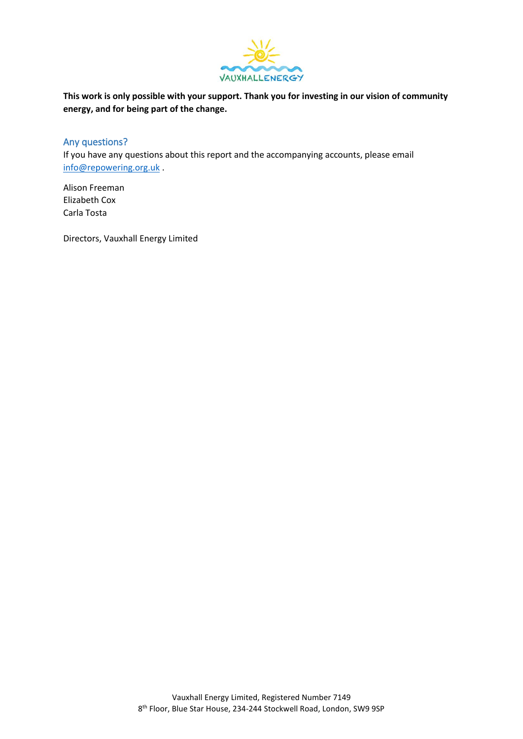**This work is only possible with your support. Thank you for investing in our vision of community energy, and for being part of the change.**

## Any questions?

If you have any questions about this report and the accompanying accounts, please email info@repowering.org.uk .

Alison Freeman
Elizabeth Cox
Carla Tosta

Directors, Vauxhall Energy Limited

Vauxhall Energy Limited, Registered Number 7149
8th Floor, Blue Star House, 234-244 Stockwell Road, London, SW9 9SP